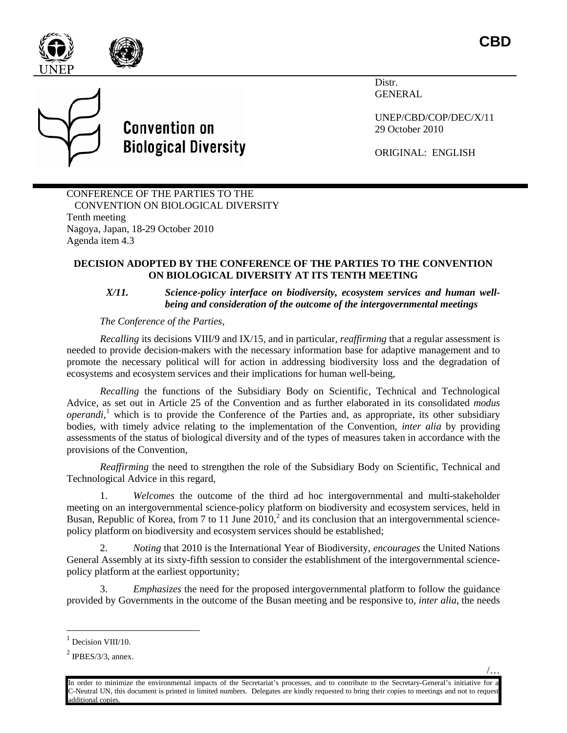CBD

Distr.
GENERAL

UNEP/CBD/COP/DEC/X/11
29 October 2010

ORIGINAL: ENGLISH

Convention on Biological Diversity

CONFERENCE OF THE PARTIES TO THE
CONVENTION ON BIOLOGICAL DIVERSITY
Tenth meeting
Nagoya, Japan, 18-29 October 2010
Agenda item 4.3

## DECISION ADOPTED BY THE CONFERENCE OF THE PARTIES TO THE CONVENTION ON BIOLOGICAL DIVERSITY AT ITS TENTH MEETING

### *X/11. Science-policy interface on biodiversity, ecosystem services and human well-being and consideration of the outcome of the intergovernmental meetings*

*The Conference of the Parties,*

*Recalling* its decisions VIII/9 and IX/15, and in particular, *reaffirming* that a regular assessment is needed to provide decision-makers with the necessary information base for adaptive management and to promote the necessary political will for action in addressing biodiversity loss and the degradation of ecosystems and ecosystem services and their implications for human well-being,

*Recalling* the functions of the Subsidiary Body on Scientific, Technical and Technological Advice, as set out in Article 25 of the Convention and as further elaborated in its consolidated *modus operandi*,[1] which is to provide the Conference of the Parties and, as appropriate, its other subsidiary bodies, with timely advice relating to the implementation of the Convention, *inter alia* by providing assessments of the status of biological diversity and of the types of measures taken in accordance with the provisions of the Convention,

*Reaffirming* the need to strengthen the role of the Subsidiary Body on Scientific, Technical and Technological Advice in this regard,

1. *Welcomes* the outcome of the third ad hoc intergovernmental and multi-stakeholder meeting on an intergovernmental science-policy platform on biodiversity and ecosystem services, held in Busan, Republic of Korea, from 7 to 11 June 2010,[2] and its conclusion that an intergovernmental science-policy platform on biodiversity and ecosystem services should be established;

2. *Noting* that 2010 is the International Year of Biodiversity, *encourages* the United Nations General Assembly at its sixty-fifth session to consider the establishment of the intergovernmental science-policy platform at the earliest opportunity;

3. *Emphasizes* the need for the proposed intergovernmental platform to follow the guidance provided by Governments in the outcome of the Busan meeting and be responsive to, *inter alia*, the needs

[1] Decision VIII/10.

[2] IPBES/3/3, annex.

In order to minimize the environmental impacts of the Secretariat's processes, and to contribute to the Secretary-General's initiative for a C-Neutral UN, this document is printed in limited numbers. Delegates are kindly requested to bring their copies to meetings and not to request additional copies.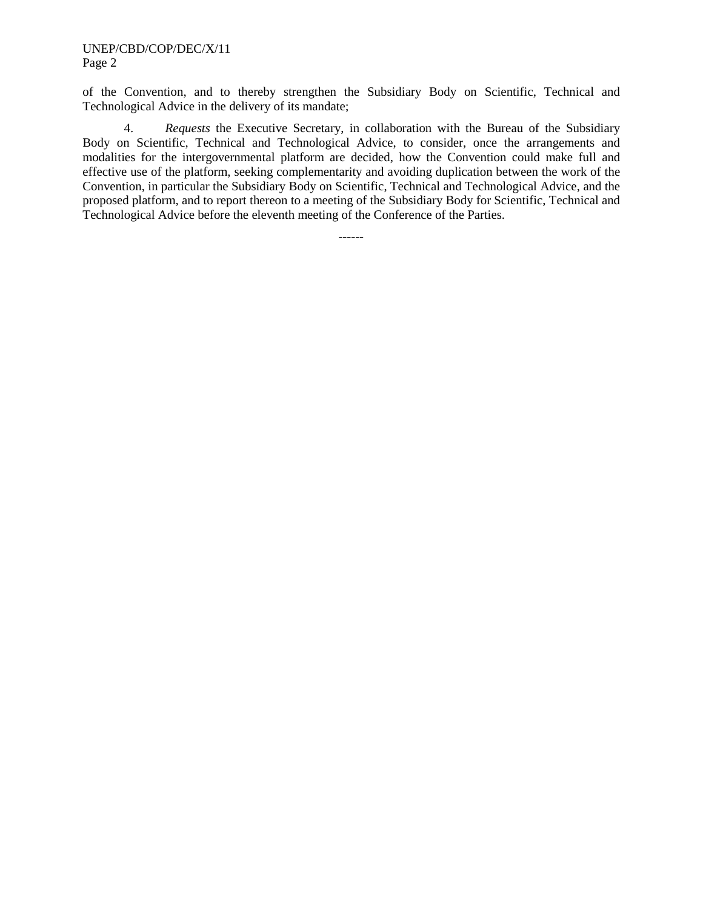of the Convention, and to thereby strengthen the Subsidiary Body on Scientific, Technical and Technological Advice in the delivery of its mandate;

4. *Requests* the Executive Secretary, in collaboration with the Bureau of the Subsidiary Body on Scientific, Technical and Technological Advice, to consider, once the arrangements and modalities for the intergovernmental platform are decided, how the Convention could make full and effective use of the platform, seeking complementarity and avoiding duplication between the work of the Convention, in particular the Subsidiary Body on Scientific, Technical and Technological Advice, and the proposed platform, and to report thereon to a meeting of the Subsidiary Body for Scientific, Technical and Technological Advice before the eleventh meeting of the Conference of the Parties.

------